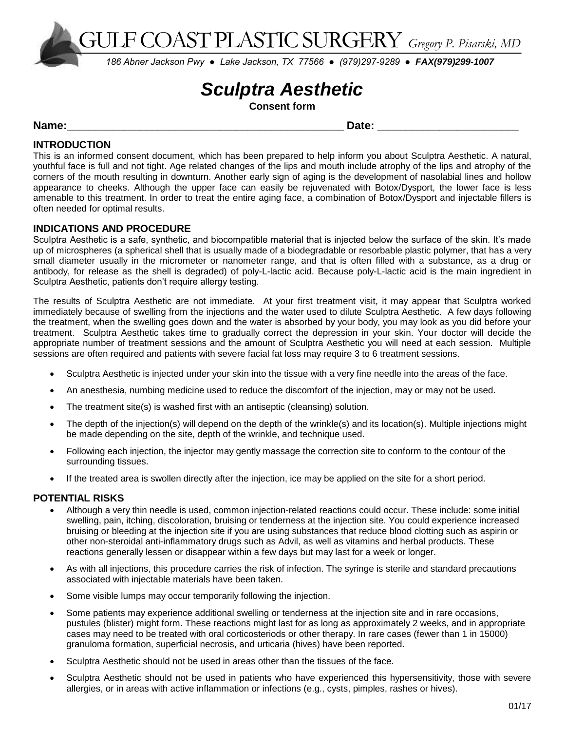GULF COAST PLASTIC SURGERY *Gregory P. Pisarski, MD*

*186 Abner Jackson Pwy ● Lake Jackson, TX 77566 ● (979)297-9289 ● **FAX(979)299-1007***

# *Sculptra Aesthetic*

**Consent form**

**Name:**_______________________________________________ **Date:** ______________________

## INTRODUCTION

This is an informed consent document, which has been prepared to help inform you about Sculptra Aesthetic. A natural, youthful face is full and not tight. Age related changes of the lips and mouth include atrophy of the lips and atrophy of the corners of the mouth resulting in downturn. Another early sign of aging is the development of nasolabial lines and hollow appearance to cheeks. Although the upper face can easily be rejuvenated with Botox/Dysport, the lower face is less amenable to this treatment. In order to treat the entire aging face, a combination of Botox/Dysport and injectable fillers is often needed for optimal results.

## INDICATIONS AND PROCEDURE

Sculptra Aesthetic is a safe, synthetic, and biocompatible material that is injected below the surface of the skin. It's made up of microspheres (a spherical shell that is usually made of a biodegradable or resorbable plastic polymer, that has a very small diameter usually in the micrometer or nanometer range, and that is often filled with a substance, as a drug or antibody, for release as the shell is degraded) of poly-L-lactic acid. Because poly-L-lactic acid is the main ingredient in Sculptra Aesthetic, patients don't require allergy testing.

The results of Sculptra Aesthetic are not immediate. At your first treatment visit, it may appear that Sculptra worked immediately because of swelling from the injections and the water used to dilute Sculptra Aesthetic. A few days following the treatment, when the swelling goes down and the water is absorbed by your body, you may look as you did before your treatment. Sculptra Aesthetic takes time to gradually correct the depression in your skin. Your doctor will decide the appropriate number of treatment sessions and the amount of Sculptra Aesthetic you will need at each session. Multiple sessions are often required and patients with severe facial fat loss may require 3 to 6 treatment sessions.

- Sculptra Aesthetic is injected under your skin into the tissue with a very fine needle into the areas of the face.
- An anesthesia, numbing medicine used to reduce the discomfort of the injection, may or may not be used.
- The treatment site(s) is washed first with an antiseptic (cleansing) solution.
- The depth of the injection(s) will depend on the depth of the wrinkle(s) and its location(s). Multiple injections might be made depending on the site, depth of the wrinkle, and technique used.
- Following each injection, the injector may gently massage the correction site to conform to the contour of the surrounding tissues.
- If the treated area is swollen directly after the injection, ice may be applied on the site for a short period.

## POTENTIAL RISKS

- Although a very thin needle is used, common injection-related reactions could occur. These include: some initial swelling, pain, itching, discoloration, bruising or tenderness at the injection site. You could experience increased bruising or bleeding at the injection site if you are using substances that reduce blood clotting such as aspirin or other non-steroidal anti-inflammatory drugs such as Advil, as well as vitamins and herbal products. These reactions generally lessen or disappear within a few days but may last for a week or longer.
- As with all injections, this procedure carries the risk of infection. The syringe is sterile and standard precautions associated with injectable materials have been taken.
- Some visible lumps may occur temporarily following the injection.
- Some patients may experience additional swelling or tenderness at the injection site and in rare occasions, pustules (blister) might form. These reactions might last for as long as approximately 2 weeks, and in appropriate cases may need to be treated with oral corticosteriods or other therapy. In rare cases (fewer than 1 in 15000) granuloma formation, superficial necrosis, and urticaria (hives) have been reported.
- Sculptra Aesthetic should not be used in areas other than the tissues of the face.
- Sculptra Aesthetic should not be used in patients who have experienced this hypersensitivity, those with severe allergies, or in areas with active inflammation or infections (e.g., cysts, pimples, rashes or hives).

01/17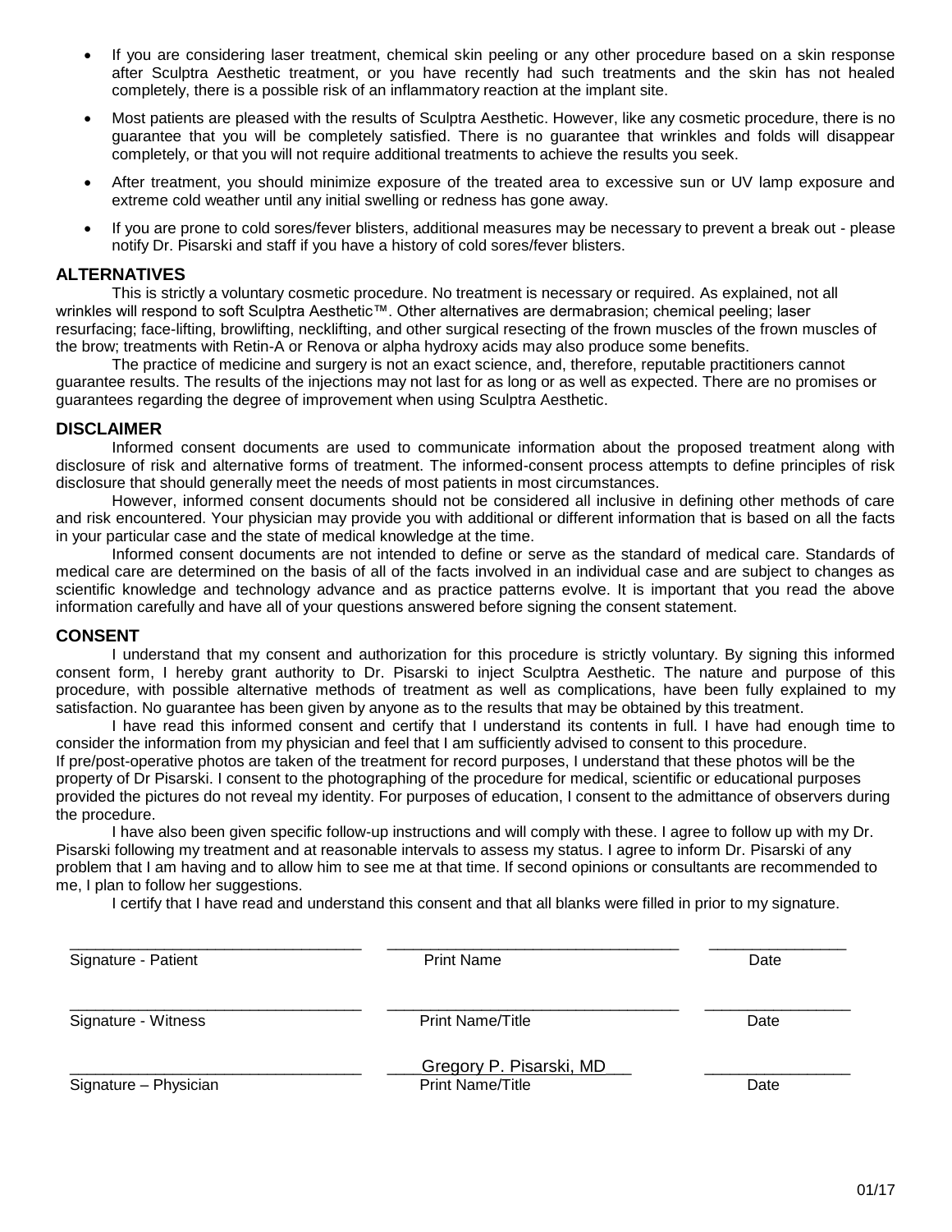- If you are considering laser treatment, chemical skin peeling or any other procedure based on a skin response after Sculptra Aesthetic treatment, or you have recently had such treatments and the skin has not healed completely, there is a possible risk of an inflammatory reaction at the implant site.
- Most patients are pleased with the results of Sculptra Aesthetic. However, like any cosmetic procedure, there is no guarantee that you will be completely satisfied. There is no guarantee that wrinkles and folds will disappear completely, or that you will not require additional treatments to achieve the results you seek.
- After treatment, you should minimize exposure of the treated area to excessive sun or UV lamp exposure and extreme cold weather until any initial swelling or redness has gone away.
- If you are prone to cold sores/fever blisters, additional measures may be necessary to prevent a break out - please notify Dr. Pisarski and staff if you have a history of cold sores/fever blisters.

## ALTERNATIVES

This is strictly a voluntary cosmetic procedure. No treatment is necessary or required. As explained, not all wrinkles will respond to soft Sculptra Aesthetic™. Other alternatives are dermabrasion; chemical peeling; laser resurfacing; face-lifting, browlifting, necklifting, and other surgical resecting of the frown muscles of the frown muscles of the brow; treatments with Retin-A or Renova or alpha hydroxy acids may also produce some benefits.

The practice of medicine and surgery is not an exact science, and, therefore, reputable practitioners cannot guarantee results. The results of the injections may not last for as long or as well as expected. There are no promises or guarantees regarding the degree of improvement when using Sculptra Aesthetic.

## DISCLAIMER

Informed consent documents are used to communicate information about the proposed treatment along with disclosure of risk and alternative forms of treatment. The informed-consent process attempts to define principles of risk disclosure that should generally meet the needs of most patients in most circumstances.

However, informed consent documents should not be considered all inclusive in defining other methods of care and risk encountered. Your physician may provide you with additional or different information that is based on all the facts in your particular case and the state of medical knowledge at the time.

Informed consent documents are not intended to define or serve as the standard of medical care. Standards of medical care are determined on the basis of all of the facts involved in an individual case and are subject to changes as scientific knowledge and technology advance and as practice patterns evolve. It is important that you read the above information carefully and have all of your questions answered before signing the consent statement.

## CONSENT

I understand that my consent and authorization for this procedure is strictly voluntary. By signing this informed consent form, I hereby grant authority to Dr. Pisarski to inject Sculptra Aesthetic. The nature and purpose of this procedure, with possible alternative methods of treatment as well as complications, have been fully explained to my satisfaction. No guarantee has been given by anyone as to the results that may be obtained by this treatment.

I have read this informed consent and certify that I understand its contents in full. I have had enough time to consider the information from my physician and feel that I am sufficiently advised to consent to this procedure.
If pre/post-operative photos are taken of the treatment for record purposes, I understand that these photos will be the property of Dr Pisarski. I consent to the photographing of the procedure for medical, scientific or educational purposes provided the pictures do not reveal my identity. For purposes of education, I consent to the admittance of observers during the procedure.

I have also been given specific follow-up instructions and will comply with these. I agree to follow up with my Dr. Pisarski following my treatment and at reasonable intervals to assess my status. I agree to inform Dr. Pisarski of any problem that I am having and to allow him to see me at that time. If second opinions or consultants are recommended to me, I plan to follow her suggestions.

I certify that I have read and understand this consent and that all blanks were filled in prior to my signature.

| | | |
|---|---|---|
| ______________________ | ______________________ | __________ |
| Signature - Patient | Print Name | Date |
| ______________________ | ______________________ | __________ |
| Signature - Witness | Print Name/Title | Date |
| ______________________ | Gregory P. Pisarski, MD | __________ |
| Signature – Physician | Print Name/Title | Date |

01/17